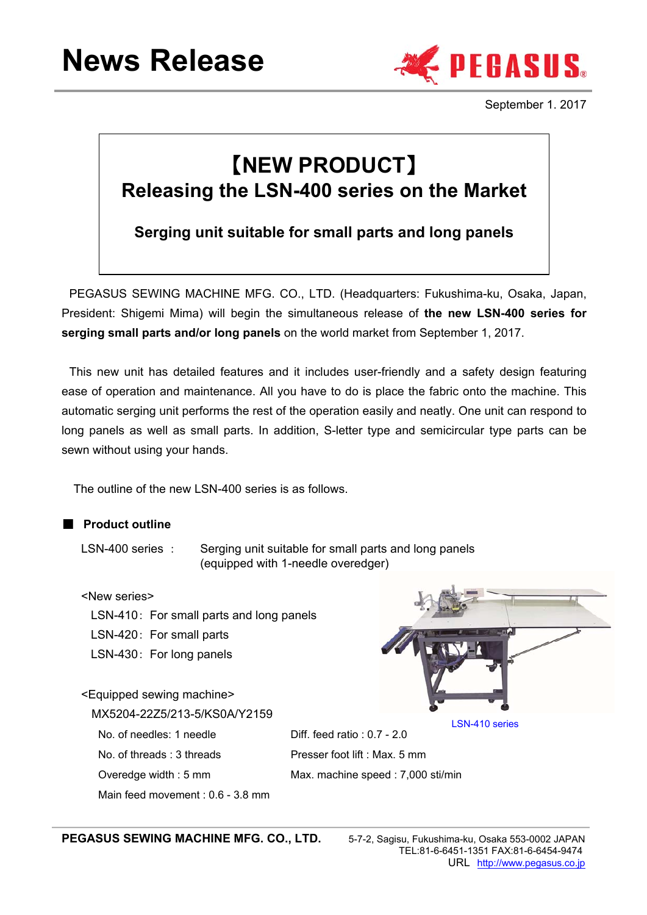# News Release

September 1. 2017

## 【NEW PRODUCT】
## Releasing the LSN-400 series on the Market

### Serging unit suitable for small parts and long panels

PEGASUS SEWING MACHINE MFG. CO., LTD. (Headquarters: Fukushima-ku, Osaka, Japan, President: Shigemi Mima) will begin the simultaneous release of **the new LSN-400 series for serging small parts and/or long panels** on the world market from September 1, 2017.

This new unit has detailed features and it includes user-friendly and a safety design featuring ease of operation and maintenance. All you have to do is place the fabric onto the machine. This automatic serging unit performs the rest of the operation easily and neatly. One unit can respond to long panels as well as small parts. In addition, S-letter type and semicircular type parts can be sewn without using your hands.

The outline of the new LSN-400 series is as follows.

### ■ Product outline

LSN-400 series ： Serging unit suitable for small parts and long panels (equipped with 1-needle overedger)

<New series>

- LSN-410：For small parts and long panels
- LSN-420：For small parts
- LSN-430：For long panels

LSN-410 series

<Equipped sewing machine>

MX5204-22Z5/213-5/KS0A/Y2159

- No. of needles: 1 needle
- No. of threads : 3 threads
- Overedge width : 5 mm
- Main feed movement : 0.6 - 3.8 mm
- Diff. feed ratio : 0.7 - 2.0
- Presser foot lift : Max. 5 mm
- Max. machine speed : 7,000 sti/min

**PEGASUS SEWING MACHINE MFG. CO., LTD.** 5-7-2, Sagisu, Fukushima-ku, Osaka 553-0002 JAPAN
TEL:81-6-6451-1351 FAX:81-6-6454-9474
URL http://www.pegasus.co.jp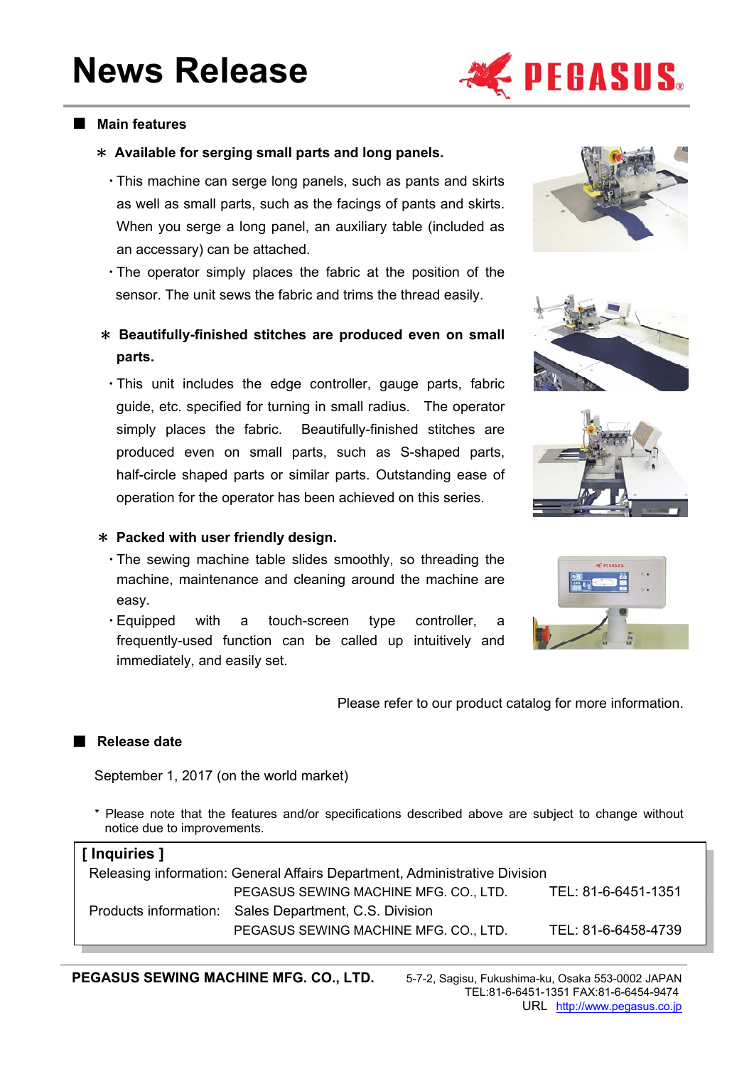# News Release

## ■ Main features

### ∗ Available for serging small parts and long panels.

- This machine can serge long panels, such as pants and skirts as well as small parts, such as the facings of pants and skirts. When you serge a long panel, an auxiliary table (included as an accessory) can be attached.
- The operator simply places the fabric at the position of the sensor. The unit sews the fabric and trims the thread easily.

### ∗ Beautifully-finished stitches are produced even on small parts.

- This unit includes the edge controller, gauge parts, fabric guide, etc. specified for turning in small radius. The operator simply places the fabric. Beautifully-finished stitches are produced even on small parts, such as S-shaped parts, half-circle shaped parts or similar parts. Outstanding ease of operation for the operator has been achieved on this series.

### ∗ Packed with user friendly design.

- The sewing machine table slides smoothly, so threading the machine, maintenance and cleaning around the machine are easy.
- Equipped with a touch-screen type controller, a frequently-used function can be called up intuitively and immediately, and easily set.

Please refer to our product catalog for more information.

## ■ Release date

September 1, 2017 (on the world market)

* Please note that the features and/or specifications described above are subject to change without notice due to improvements.

**[ Inquiries ]**

| | | |
|---|---|---|
| Releasing information: | General Affairs Department, Administrative Division | |
| | PEGASUS SEWING MACHINE MFG. CO., LTD. | TEL: 81-6-6451-1351 |
| Products information: | Sales Department, C.S. Division | |
| | PEGASUS SEWING MACHINE MFG. CO., LTD. | TEL: 81-6-6458-4739 |

**PEGASUS SEWING MACHINE MFG. CO., LTD.** 5-7-2, Sagisu, Fukushima-ku, Osaka 553-0002 JAPAN
TEL:81-6-6451-1351 FAX:81-6-6454-9474
URL http://www.pegasus.co.jp